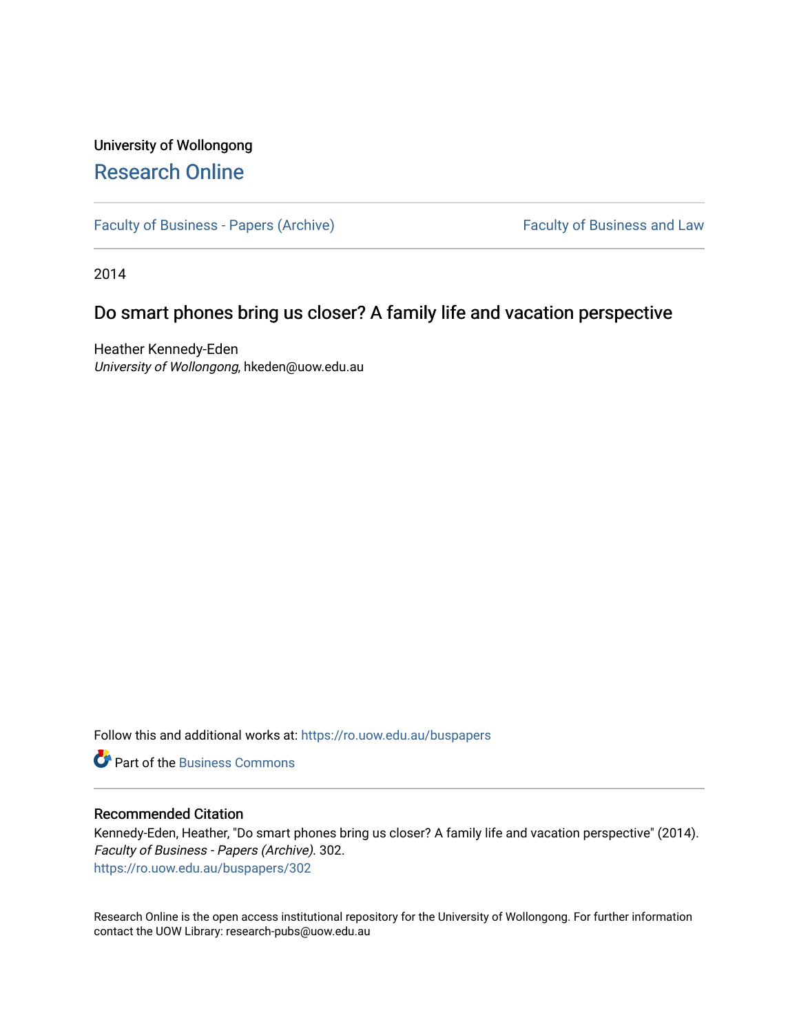University of Wollongong

# Research Online

Faculty of Business - Papers (Archive)

Faculty of Business and Law

2014

## Do smart phones bring us closer? A family life and vacation perspective

Heather Kennedy-Eden
*University of Wollongong*, hkeden@uow.edu.au

Follow this and additional works at: https://ro.uow.edu.au/buspapers

Part of the Business Commons

### Recommended Citation

Kennedy-Eden, Heather, "Do smart phones bring us closer? A family life and vacation perspective" (2014). *Faculty of Business - Papers (Archive)*. 302.
https://ro.uow.edu.au/buspapers/302

Research Online is the open access institutional repository for the University of Wollongong. For further information contact the UOW Library: research-pubs@uow.edu.au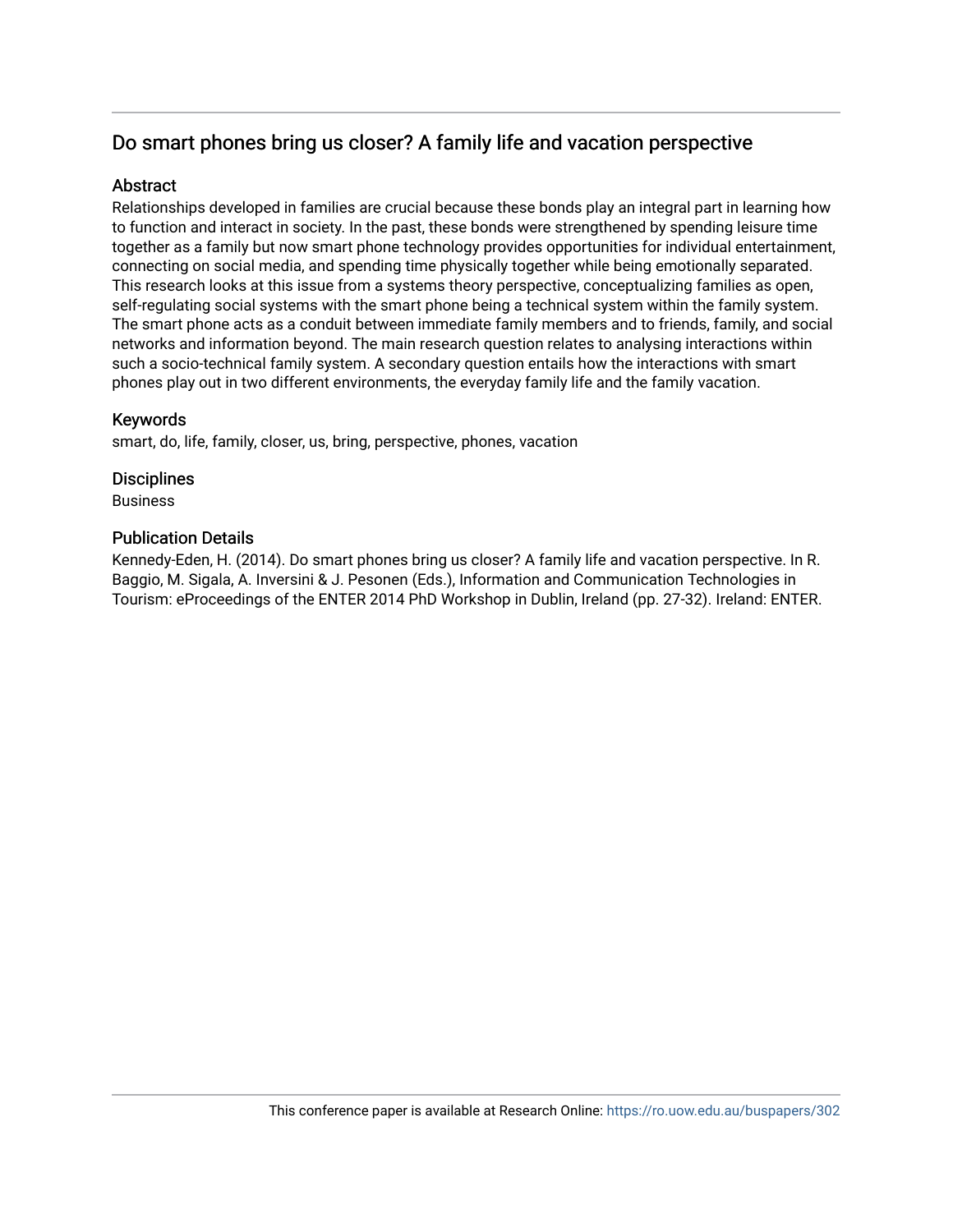## Do smart phones bring us closer? A family life and vacation perspective

### Abstract

Relationships developed in families are crucial because these bonds play an integral part in learning how to function and interact in society. In the past, these bonds were strengthened by spending leisure time together as a family but now smart phone technology provides opportunities for individual entertainment, connecting on social media, and spending time physically together while being emotionally separated. This research looks at this issue from a systems theory perspective, conceptualizing families as open, self-regulating social systems with the smart phone being a technical system within the family system. The smart phone acts as a conduit between immediate family members and to friends, family, and social networks and information beyond. The main research question relates to analysing interactions within such a socio-technical family system. A secondary question entails how the interactions with smart phones play out in two different environments, the everyday family life and the family vacation.

### Keywords

smart, do, life, family, closer, us, bring, perspective, phones, vacation

### Disciplines

Business

### Publication Details

Kennedy-Eden, H. (2014). Do smart phones bring us closer? A family life and vacation perspective. In R. Baggio, M. Sigala, A. Inversini & J. Pesonen (Eds.), Information and Communication Technologies in Tourism: eProceedings of the ENTER 2014 PhD Workshop in Dublin, Ireland (pp. 27-32). Ireland: ENTER.

This conference paper is available at Research Online: https://ro.uow.edu.au/buspapers/302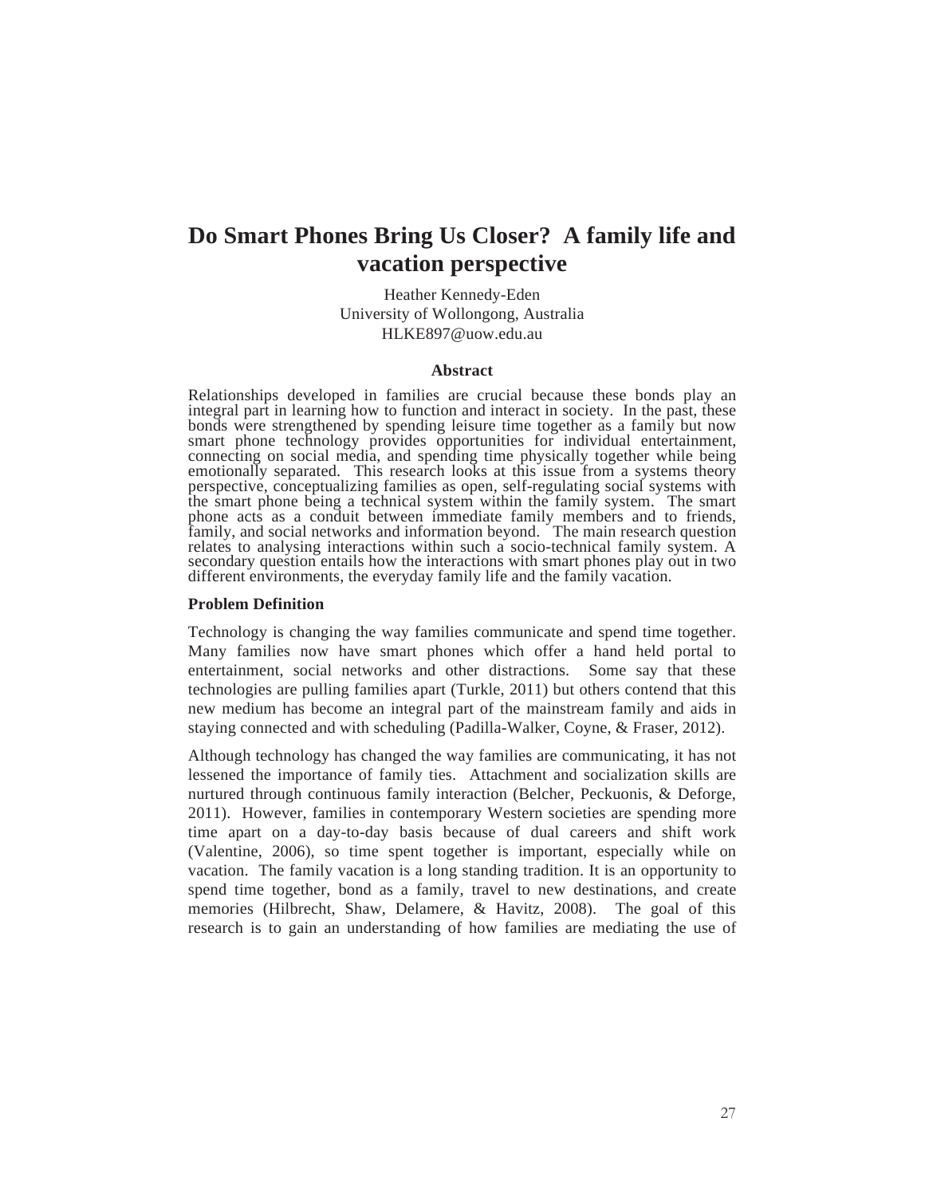# Do Smart Phones Bring Us Closer? A family life and vacation perspective

Heather Kennedy-Eden
University of Wollongong, Australia
HLKE897@uow.edu.au

### Abstract

Relationships developed in families are crucial because these bonds play an integral part in learning how to function and interact in society. In the past, these bonds were strengthened by spending leisure time together as a family but now smart phone technology provides opportunities for individual entertainment, connecting on social media, and spending time physically together while being emotionally separated. This research looks at this issue from a systems theory perspective, conceptualizing families as open, self-regulating social systems with the smart phone being a technical system within the family system. The smart phone acts as a conduit between immediate family members and to friends, family, and social networks and information beyond. The main research question relates to analysing interactions within such a socio-technical family system. A secondary question entails how the interactions with smart phones play out in two different environments, the everyday family life and the family vacation.

### Problem Definition

Technology is changing the way families communicate and spend time together. Many families now have smart phones which offer a hand held portal to entertainment, social networks and other distractions. Some say that these technologies are pulling families apart (Turkle, 2011) but others contend that this new medium has become an integral part of the mainstream family and aids in staying connected and with scheduling (Padilla-Walker, Coyne, & Fraser, 2012).

Although technology has changed the way families are communicating, it has not lessened the importance of family ties. Attachment and socialization skills are nurtured through continuous family interaction (Belcher, Peckuonis, & Deforge, 2011). However, families in contemporary Western societies are spending more time apart on a day-to-day basis because of dual careers and shift work (Valentine, 2006), so time spent together is important, especially while on vacation. The family vacation is a long standing tradition. It is an opportunity to spend time together, bond as a family, travel to new destinations, and create memories (Hilbrecht, Shaw, Delamere, & Havitz, 2008). The goal of this research is to gain an understanding of how families are mediating the use of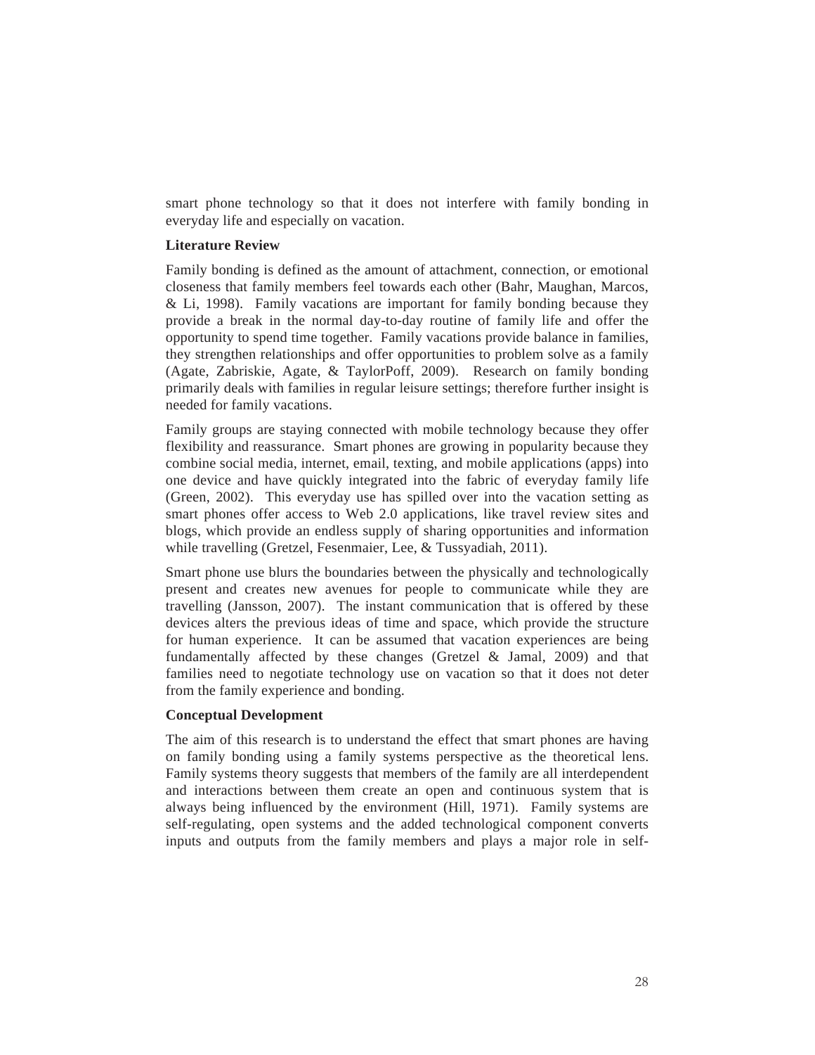smart phone technology so that it does not interfere with family bonding in everyday life and especially on vacation.

### Literature Review

Family bonding is defined as the amount of attachment, connection, or emotional closeness that family members feel towards each other (Bahr, Maughan, Marcos, & Li, 1998). Family vacations are important for family bonding because they provide a break in the normal day-to-day routine of family life and offer the opportunity to spend time together. Family vacations provide balance in families, they strengthen relationships and offer opportunities to problem solve as a family (Agate, Zabriskie, Agate, & TaylorPoff, 2009). Research on family bonding primarily deals with families in regular leisure settings; therefore further insight is needed for family vacations.

Family groups are staying connected with mobile technology because they offer flexibility and reassurance. Smart phones are growing in popularity because they combine social media, internet, email, texting, and mobile applications (apps) into one device and have quickly integrated into the fabric of everyday family life (Green, 2002). This everyday use has spilled over into the vacation setting as smart phones offer access to Web 2.0 applications, like travel review sites and blogs, which provide an endless supply of sharing opportunities and information while travelling (Gretzel, Fesenmaier, Lee, & Tussyadiah, 2011).

Smart phone use blurs the boundaries between the physically and technologically present and creates new avenues for people to communicate while they are travelling (Jansson, 2007). The instant communication that is offered by these devices alters the previous ideas of time and space, which provide the structure for human experience. It can be assumed that vacation experiences are being fundamentally affected by these changes (Gretzel & Jamal, 2009) and that families need to negotiate technology use on vacation so that it does not deter from the family experience and bonding.

### Conceptual Development

The aim of this research is to understand the effect that smart phones are having on family bonding using a family systems perspective as the theoretical lens. Family systems theory suggests that members of the family are all interdependent and interactions between them create an open and continuous system that is always being influenced by the environment (Hill, 1971). Family systems are self-regulating, open systems and the added technological component converts inputs and outputs from the family members and plays a major role in self-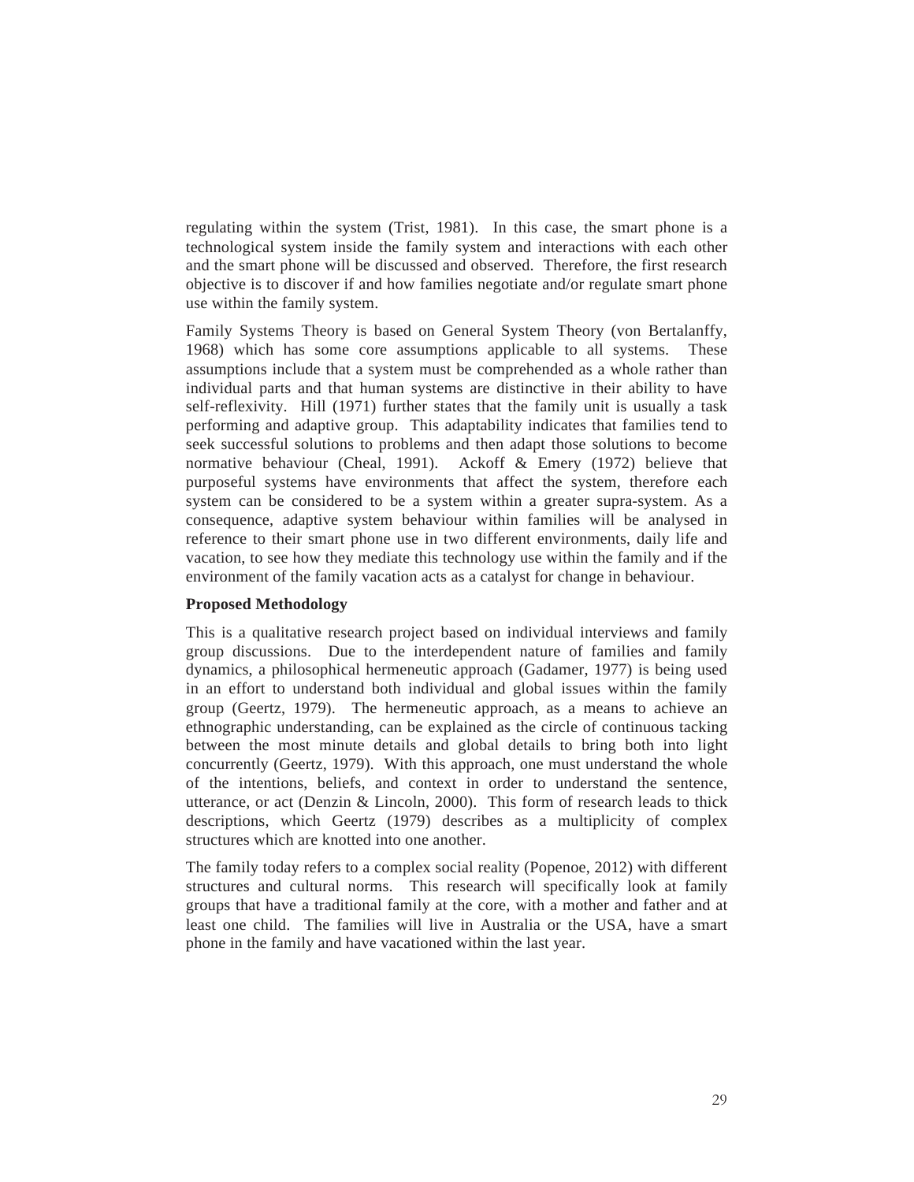regulating within the system (Trist, 1981). In this case, the smart phone is a technological system inside the family system and interactions with each other and the smart phone will be discussed and observed. Therefore, the first research objective is to discover if and how families negotiate and/or regulate smart phone use within the family system.

Family Systems Theory is based on General System Theory (von Bertalanffy, 1968) which has some core assumptions applicable to all systems. These assumptions include that a system must be comprehended as a whole rather than individual parts and that human systems are distinctive in their ability to have self-reflexivity. Hill (1971) further states that the family unit is usually a task performing and adaptive group. This adaptability indicates that families tend to seek successful solutions to problems and then adapt those solutions to become normative behaviour (Cheal, 1991). Ackoff & Emery (1972) believe that purposeful systems have environments that affect the system, therefore each system can be considered to be a system within a greater supra-system. As a consequence, adaptive system behaviour within families will be analysed in reference to their smart phone use in two different environments, daily life and vacation, to see how they mediate this technology use within the family and if the environment of the family vacation acts as a catalyst for change in behaviour.

**Proposed Methodology**

This is a qualitative research project based on individual interviews and family group discussions. Due to the interdependent nature of families and family dynamics, a philosophical hermeneutic approach (Gadamer, 1977) is being used in an effort to understand both individual and global issues within the family group (Geertz, 1979). The hermeneutic approach, as a means to achieve an ethnographic understanding, can be explained as the circle of continuous tacking between the most minute details and global details to bring both into light concurrently (Geertz, 1979). With this approach, one must understand the whole of the intentions, beliefs, and context in order to understand the sentence, utterance, or act (Denzin & Lincoln, 2000). This form of research leads to thick descriptions, which Geertz (1979) describes as a multiplicity of complex structures which are knotted into one another.

The family today refers to a complex social reality (Popenoe, 2012) with different structures and cultural norms. This research will specifically look at family groups that have a traditional family at the core, with a mother and father and at least one child. The families will live in Australia or the USA, have a smart phone in the family and have vacationed within the last year.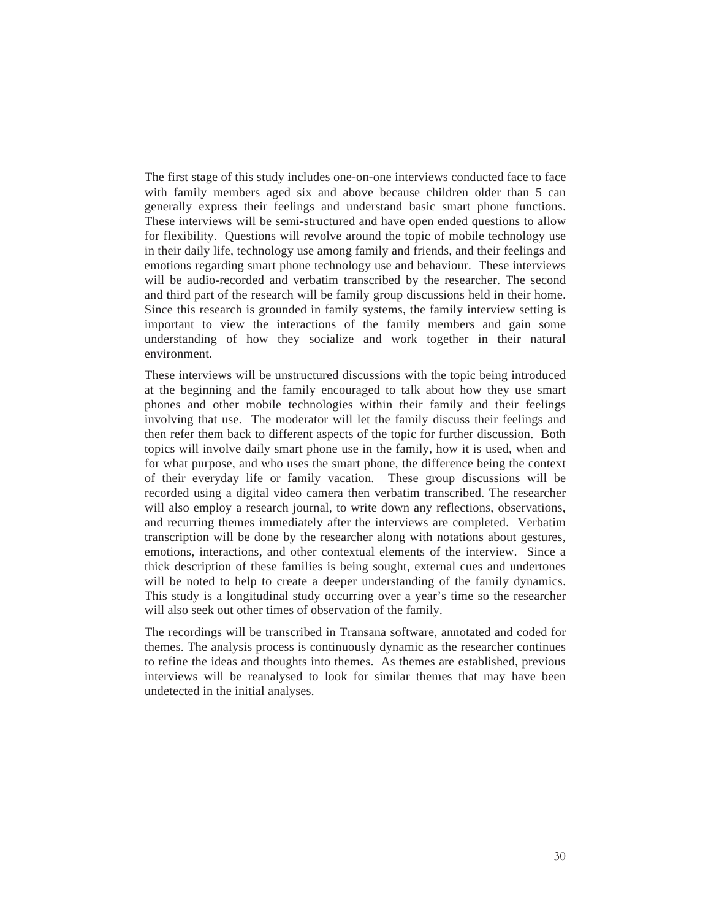The first stage of this study includes one-on-one interviews conducted face to face with family members aged six and above because children older than 5 can generally express their feelings and understand basic smart phone functions. These interviews will be semi-structured and have open ended questions to allow for flexibility. Questions will revolve around the topic of mobile technology use in their daily life, technology use among family and friends, and their feelings and emotions regarding smart phone technology use and behaviour. These interviews will be audio-recorded and verbatim transcribed by the researcher. The second and third part of the research will be family group discussions held in their home. Since this research is grounded in family systems, the family interview setting is important to view the interactions of the family members and gain some understanding of how they socialize and work together in their natural environment.

These interviews will be unstructured discussions with the topic being introduced at the beginning and the family encouraged to talk about how they use smart phones and other mobile technologies within their family and their feelings involving that use. The moderator will let the family discuss their feelings and then refer them back to different aspects of the topic for further discussion. Both topics will involve daily smart phone use in the family, how it is used, when and for what purpose, and who uses the smart phone, the difference being the context of their everyday life or family vacation. These group discussions will be recorded using a digital video camera then verbatim transcribed. The researcher will also employ a research journal, to write down any reflections, observations, and recurring themes immediately after the interviews are completed. Verbatim transcription will be done by the researcher along with notations about gestures, emotions, interactions, and other contextual elements of the interview. Since a thick description of these families is being sought, external cues and undertones will be noted to help to create a deeper understanding of the family dynamics. This study is a longitudinal study occurring over a year's time so the researcher will also seek out other times of observation of the family.

The recordings will be transcribed in Transana software, annotated and coded for themes. The analysis process is continuously dynamic as the researcher continues to refine the ideas and thoughts into themes. As themes are established, previous interviews will be reanalysed to look for similar themes that may have been undetected in the initial analyses.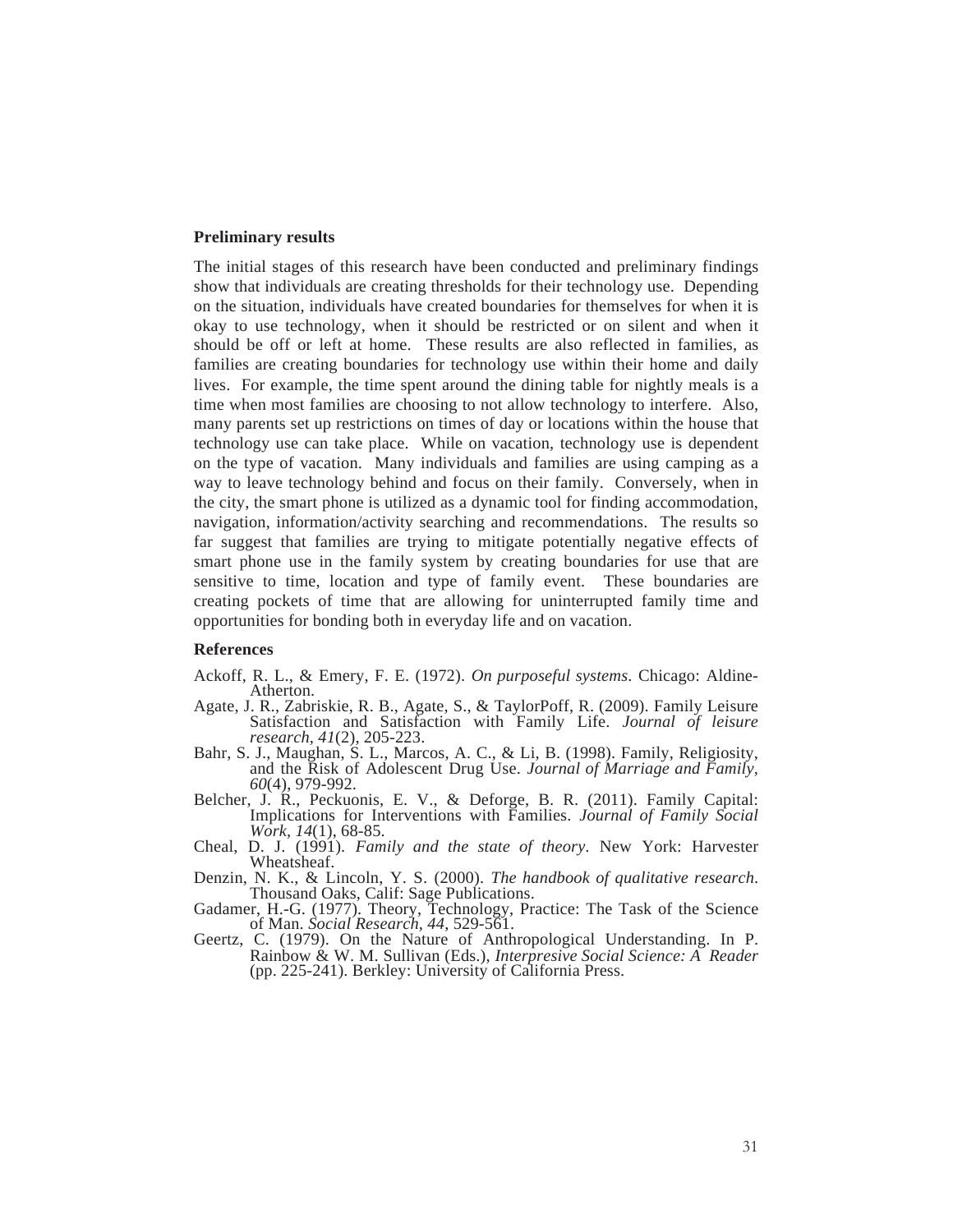**Preliminary results**

The initial stages of this research have been conducted and preliminary findings show that individuals are creating thresholds for their technology use. Depending on the situation, individuals have created boundaries for themselves for when it is okay to use technology, when it should be restricted or on silent and when it should be off or left at home. These results are also reflected in families, as families are creating boundaries for technology use within their home and daily lives. For example, the time spent around the dining table for nightly meals is a time when most families are choosing to not allow technology to interfere. Also, many parents set up restrictions on times of day or locations within the house that technology use can take place. While on vacation, technology use is dependent on the type of vacation. Many individuals and families are using camping as a way to leave technology behind and focus on their family. Conversely, when in the city, the smart phone is utilized as a dynamic tool for finding accommodation, navigation, information/activity searching and recommendations. The results so far suggest that families are trying to mitigate potentially negative effects of smart phone use in the family system by creating boundaries for use that are sensitive to time, location and type of family event. These boundaries are creating pockets of time that are allowing for uninterrupted family time and opportunities for bonding both in everyday life and on vacation.

**References**

Ackoff, R. L., & Emery, F. E. (1972). *On purposeful systems*. Chicago: Aldine-Atherton.

Agate, J. R., Zabriskie, R. B., Agate, S., & TaylorPoff, R. (2009). Family Leisure Satisfaction and Satisfaction with Family Life. *Journal of leisure research, 41*(2), 205-223.

Bahr, S. J., Maughan, S. L., Marcos, A. C., & Li, B. (1998). Family, Religiosity, and the Risk of Adolescent Drug Use. *Journal of Marriage and Family, 60*(4), 979-992.

Belcher, J. R., Peckuonis, E. V., & Deforge, B. R. (2011). Family Capital: Implications for Interventions with Families. *Journal of Family Social Work, 14*(1), 68-85.

Cheal, D. J. (1991). *Family and the state of theory*. New York: Harvester Wheatsheaf.

Denzin, N. K., & Lincoln, Y. S. (2000). *The handbook of qualitative research*. Thousand Oaks, Calif: Sage Publications.

Gadamer, H.-G. (1977). Theory, Technology, Practice: The Task of the Science of Man. *Social Research, 44*, 529-561.

Geertz, C. (1979). On the Nature of Anthropological Understanding. In P. Rainbow & W. M. Sullivan (Eds.), *Interpresive Social Science: A Reader* (pp. 225-241). Berkley: University of California Press.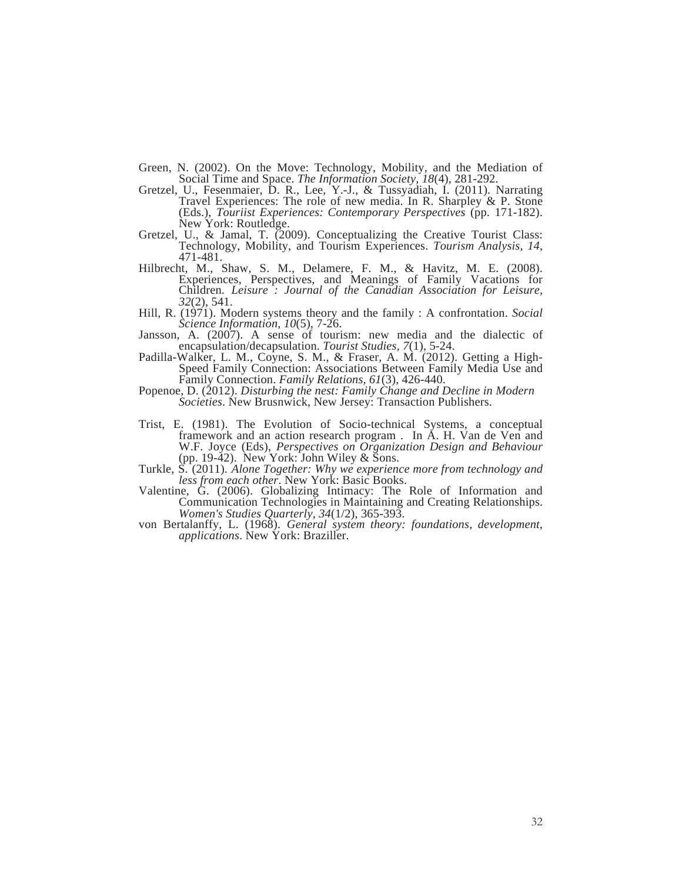Green, N. (2002). On the Move: Technology, Mobility, and the Mediation of Social Time and Space. *The Information Society, 18*(4), 281-292.

Gretzel, U., Fesenmaier, D. R., Lee, Y.-J., & Tussyadiah, I. (2011). Narrating Travel Experiences: The role of new media. In R. Sharpley & P. Stone (Eds.), *Touriist Experiences: Contemporary Perspectives* (pp. 171-182). New York: Routledge.

Gretzel, U., & Jamal, T. (2009). Conceptualizing the Creative Tourist Class: Technology, Mobility, and Tourism Experiences. *Tourism Analysis, 14*, 471-481.

Hilbrecht, M., Shaw, S. M., Delamere, F. M., & Havitz, M. E. (2008). Experiences, Perspectives, and Meanings of Family Vacations for Children. *Leisure : Journal of the Canadian Association for Leisure, 32*(2), 541.

Hill, R. (1971). Modern systems theory and the family : A confrontation. *Social Science Information, 10*(5), 7-26.

Jansson, A. (2007). A sense of tourism: new media and the dialectic of encapsulation/decapsulation. *Tourist Studies, 7*(1), 5-24.

Padilla-Walker, L. M., Coyne, S. M., & Fraser, A. M. (2012). Getting a High-Speed Family Connection: Associations Between Family Media Use and Family Connection. *Family Relations, 61*(3), 426-440.

Popenoe, D. (2012). *Disturbing the nest: Family Change and Decline in Modern Societies*. New Brusnwick, New Jersey: Transaction Publishers.

Trist, E. (1981). The Evolution of Socio-technical Systems, a conceptual framework and an action research program . In A. H. Van de Ven and W.F. Joyce (Eds), *Perspectives on Organization Design and Behaviour* (pp. 19-42). New York: John Wiley & Sons.

Turkle, S. (2011). *Alone Together: Why we experience more from technology and less from each other*. New York: Basic Books.

Valentine, G. (2006). Globalizing Intimacy: The Role of Information and Communication Technologies in Maintaining and Creating Relationships. *Women's Studies Quarterly, 34*(1/2), 365-393.

von Bertalanffy, L. (1968). *General system theory: foundations, development, applications*. New York: Braziller.